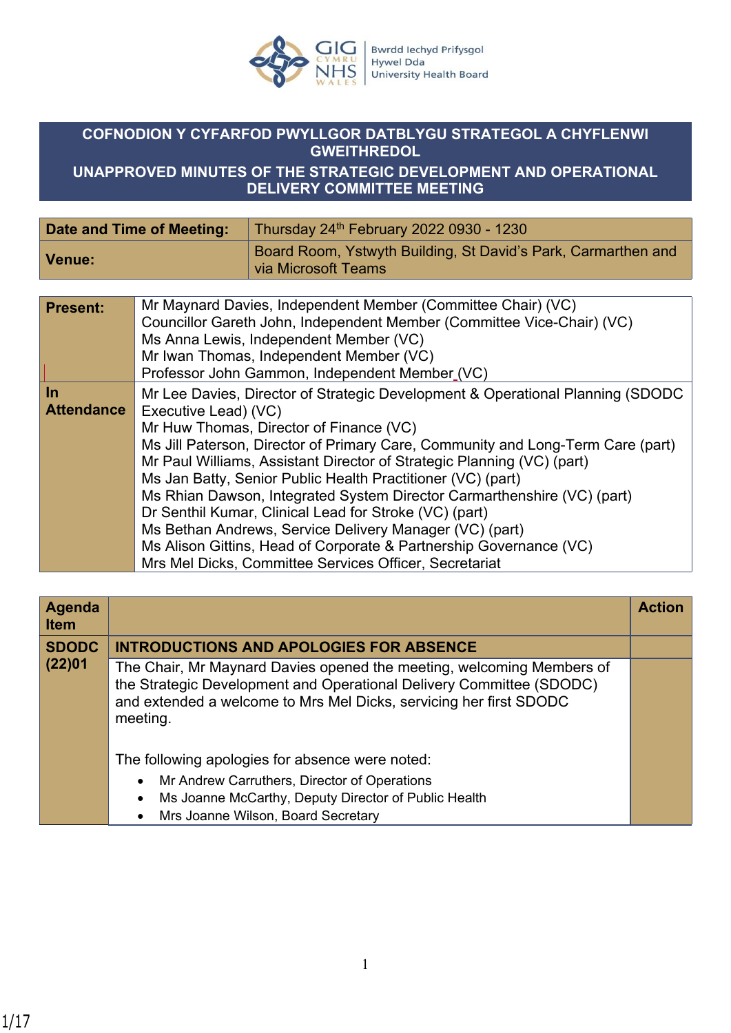GIG CYMRU NHS WALES | Bwrdd Iechyd Prifysgol Hywel Dda University Health Board

# COFNODION Y CYFARFOD PWYLLGOR DATBLYGU STRATEGOL A CHYFLENWI GWEITHREDOL

# UNAPPROVED MINUTES OF THE STRATEGIC DEVELOPMENT AND OPERATIONAL DELIVERY COMMITTEE MEETING

| | |
|---|---|
| **Date and Time of Meeting:** | Thursday 24th February 2022 0930 - 1230 |
| **Venue:** | Board Room, Ystwyth Building, St David's Park, Carmarthen and via Microsoft Teams |

| | |
|---|---|
| **Present:** | Mr Maynard Davies, Independent Member (Committee Chair) (VC)<br>Councillor Gareth John, Independent Member (Committee Vice-Chair) (VC)<br>Ms Anna Lewis, Independent Member (VC)<br>Mr Iwan Thomas, Independent Member (VC)<br>Professor John Gammon, Independent Member (VC) |
| **In Attendance** | Mr Lee Davies, Director of Strategic Development & Operational Planning (SDODC Executive Lead) (VC)<br>Mr Huw Thomas, Director of Finance (VC)<br>Ms Jill Paterson, Director of Primary Care, Community and Long-Term Care (part)<br>Mr Paul Williams, Assistant Director of Strategic Planning (VC) (part)<br>Ms Jan Batty, Senior Public Health Practitioner (VC) (part)<br>Ms Rhian Dawson, Integrated System Director Carmarthenshire (VC) (part)<br>Dr Senthil Kumar, Clinical Lead for Stroke (VC) (part)<br>Ms Bethan Andrews, Service Delivery Manager (VC) (part)<br>Ms Alison Gittins, Head of Corporate & Partnership Governance (VC)<br>Mrs Mel Dicks, Committee Services Officer, Secretariat |

| Agenda Item | | Action |
|---|---|---|
| **SDODC (22)01** | **INTRODUCTIONS AND APOLOGIES FOR ABSENCE** | |
| | The Chair, Mr Maynard Davies opened the meeting, welcoming Members of the Strategic Development and Operational Delivery Committee (SDODC) and extended a welcome to Mrs Mel Dicks, servicing her first SDODC meeting.<br><br>The following apologies for absence were noted:<br>• Mr Andrew Carruthers, Director of Operations<br>• Ms Joanne McCarthy, Deputy Director of Public Health<br>• Mrs Joanne Wilson, Board Secretary | |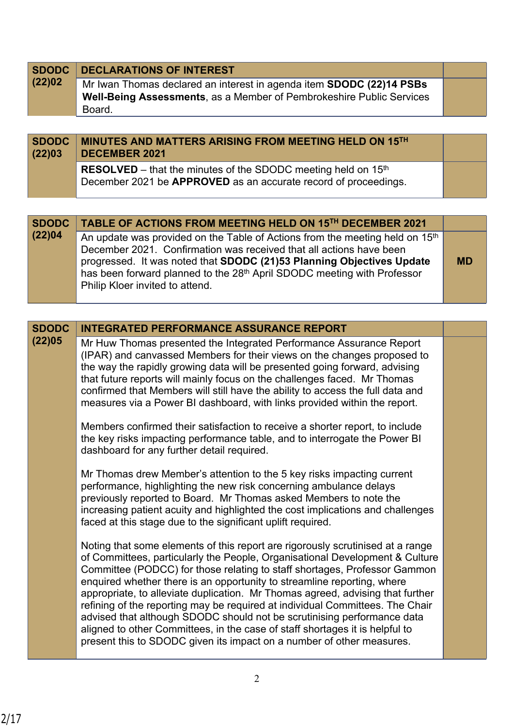| | | |
|---|---|---|
| **SDODC (22)02** | **DECLARATIONS OF INTEREST** | |
| | Mr Iwan Thomas declared an interest in agenda item **SDODC (22)14 PSBs Well-Being Assessments**, as a Member of Pembrokeshire Public Services Board. | |

| | | |
|---|---|---|
| **SDODC (22)03** | **MINUTES AND MATTERS ARISING FROM MEETING HELD ON 15TH DECEMBER 2021** | |
| | **RESOLVED** – that the minutes of the SDODC meeting held on 15th December 2021 be **APPROVED** as an accurate record of proceedings. | |

| | | |
|---|---|---|
| **SDODC (22)04** | **TABLE OF ACTIONS FROM MEETING HELD ON 15TH DECEMBER 2021** | |
| | An update was provided on the Table of Actions from the meeting held on 15th December 2021. Confirmation was received that all actions have been progressed. It was noted that **SDODC (21)53 Planning Objectives Update** has been forward planned to the 28th April SDODC meeting with Professor Philip Kloer invited to attend. | **MD** |

| | | |
|---|---|---|
| **SDODC (22)05** | **INTEGRATED PERFORMANCE ASSURANCE REPORT** | |
| | Mr Huw Thomas presented the Integrated Performance Assurance Report (IPAR) and canvassed Members for their views on the changes proposed to the way the rapidly growing data will be presented going forward, advising that future reports will mainly focus on the challenges faced. Mr Thomas confirmed that Members will still have the ability to access the full data and measures via a Power BI dashboard, with links provided within the report.<br><br>Members confirmed their satisfaction to receive a shorter report, to include the key risks impacting performance table, and to interrogate the Power BI dashboard for any further detail required.<br><br>Mr Thomas drew Member's attention to the 5 key risks impacting current performance, highlighting the new risk concerning ambulance delays previously reported to Board. Mr Thomas asked Members to note the increasing patient acuity and highlighted the cost implications and challenges faced at this stage due to the significant uplift required.<br><br>Noting that some elements of this report are rigorously scrutinised at a range of Committees, particularly the People, Organisational Development & Culture Committee (PODCC) for those relating to staff shortages, Professor Gammon enquired whether there is an opportunity to streamline reporting, where appropriate, to alleviate duplication. Mr Thomas agreed, advising that further refining of the reporting may be required at individual Committees. The Chair advised that although SDODC should not be scrutinising performance data aligned to other Committees, in the case of staff shortages it is helpful to present this to SDODC given its impact on a number of other measures. | |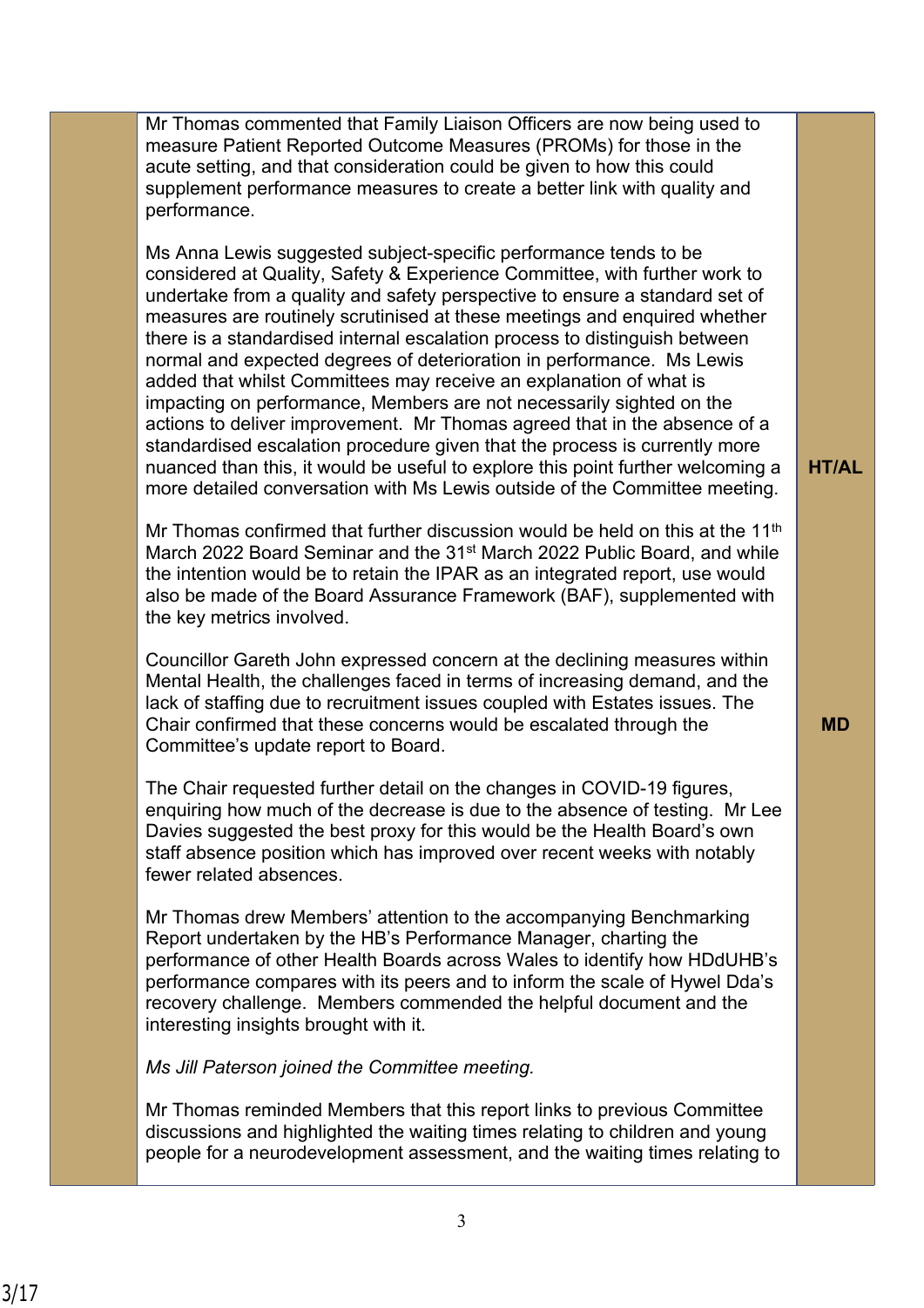| | | |
|---|---|---|
| | Mr Thomas commented that Family Liaison Officers are now being used to measure Patient Reported Outcome Measures (PROMs) for those in the acute setting, and that consideration could be given to how this could supplement performance measures to create a better link with quality and performance.<br><br>Ms Anna Lewis suggested subject-specific performance tends to be considered at Quality, Safety & Experience Committee, with further work to undertake from a quality and safety perspective to ensure a standard set of measures are routinely scrutinised at these meetings and enquired whether there is a standardised internal escalation process to distinguish between normal and expected degrees of deterioration in performance. Ms Lewis added that whilst Committees may receive an explanation of what is impacting on performance, Members are not necessarily sighted on the actions to deliver improvement. Mr Thomas agreed that in the absence of a standardised escalation procedure given that the process is currently more nuanced than this, it would be useful to explore this point further welcoming a more detailed conversation with Ms Lewis outside of the Committee meeting.<br><br>Mr Thomas confirmed that further discussion would be held on this at the 11th March 2022 Board Seminar and the 31st March 2022 Public Board, and while the intention would be to retain the IPAR as an integrated report, use would also be made of the Board Assurance Framework (BAF), supplemented with the key metrics involved.<br><br>Councillor Gareth John expressed concern at the declining measures within Mental Health, the challenges faced in terms of increasing demand, and the lack of staffing due to recruitment issues coupled with Estates issues. The Chair confirmed that these concerns would be escalated through the Committee's update report to Board.<br><br>The Chair requested further detail on the changes in COVID-19 figures, enquiring how much of the decrease is due to the absence of testing. Mr Lee Davies suggested the best proxy for this would be the Health Board's own staff absence position which has improved over recent weeks with notably fewer related absences.<br><br>Mr Thomas drew Members' attention to the accompanying Benchmarking Report undertaken by the HB's Performance Manager, charting the performance of other Health Boards across Wales to identify how HDdUHB's performance compares with its peers and to inform the scale of Hywel Dda's recovery challenge. Members commended the helpful document and the interesting insights brought with it.<br><br>*Ms Jill Paterson joined the Committee meeting.*<br><br>Mr Thomas reminded Members that this report links to previous Committee discussions and highlighted the waiting times relating to children and young people for a neurodevelopment assessment, and the waiting times relating to | **HT/AL**<br><br>**MD** |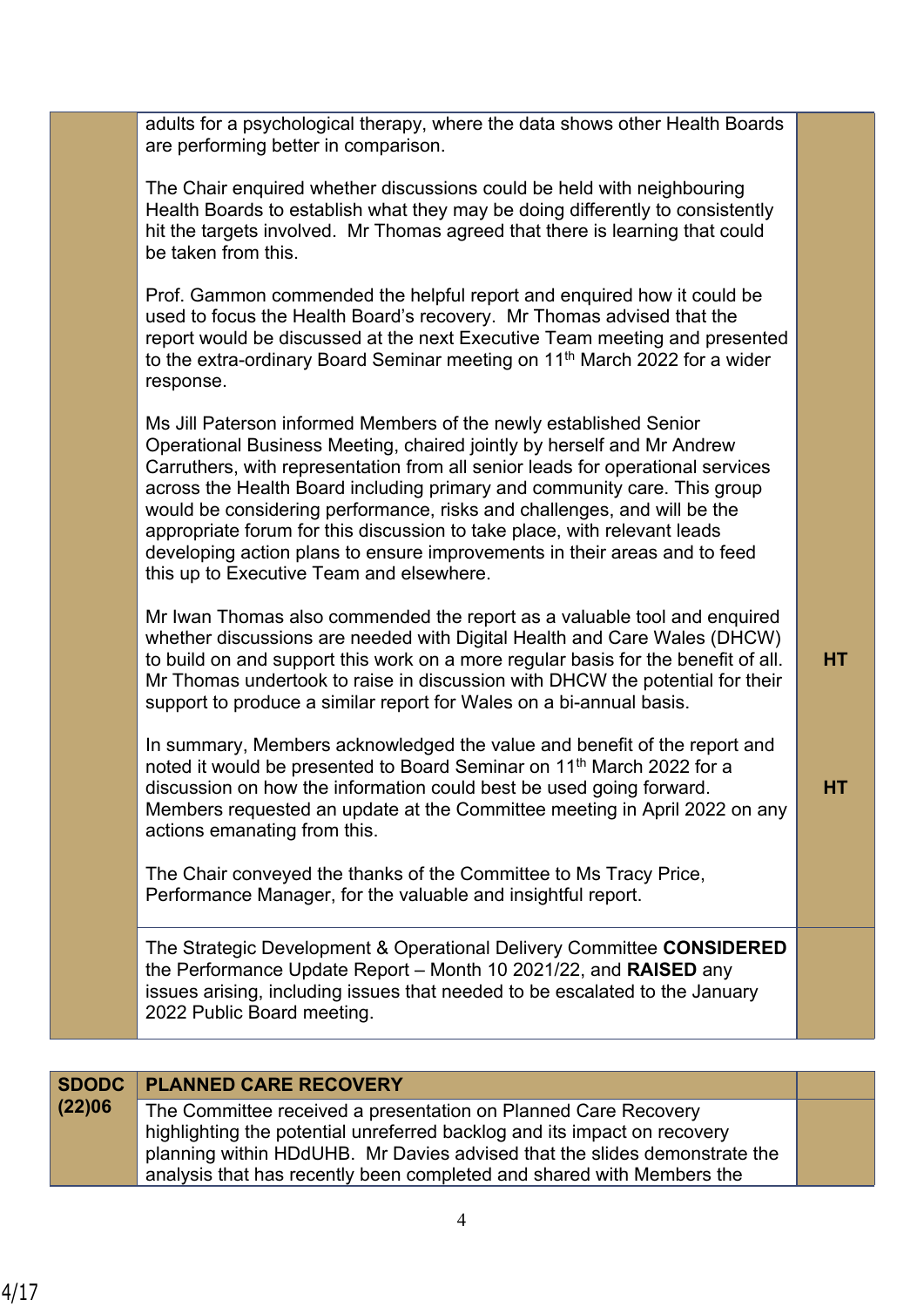| | | |
|---|---|---|
| | adults for a psychological therapy, where the data shows other Health Boards are performing better in comparison.<br><br>The Chair enquired whether discussions could be held with neighbouring Health Boards to establish what they may be doing differently to consistently hit the targets involved. Mr Thomas agreed that there is learning that could be taken from this.<br><br>Prof. Gammon commended the helpful report and enquired how it could be used to focus the Health Board's recovery. Mr Thomas advised that the report would be discussed at the next Executive Team meeting and presented to the extra-ordinary Board Seminar meeting on 11th March 2022 for a wider response.<br><br>Ms Jill Paterson informed Members of the newly established Senior Operational Business Meeting, chaired jointly by herself and Mr Andrew Carruthers, with representation from all senior leads for operational services across the Health Board including primary and community care. This group would be considering performance, risks and challenges, and will be the appropriate forum for this discussion to take place, with relevant leads developing action plans to ensure improvements in their areas and to feed this up to Executive Team and elsewhere.<br><br>Mr Iwan Thomas also commended the report as a valuable tool and enquired whether discussions are needed with Digital Health and Care Wales (DHCW) to build on and support this work on a more regular basis for the benefit of all. Mr Thomas undertook to raise in discussion with DHCW the potential for their support to produce a similar report for Wales on a bi-annual basis.<br><br>In summary, Members acknowledged the value and benefit of the report and noted it would be presented to Board Seminar on 11th March 2022 for a discussion on how the information could best be used going forward. Members requested an update at the Committee meeting in April 2022 on any actions emanating from this.<br><br>The Chair conveyed the thanks of the Committee to Ms Tracy Price, Performance Manager, for the valuable and insightful report. | <br><br><br><br><br><br><br><br><br><br><br><br><br><br><br><br><br><br><br><br>**HT**<br><br><br><br><br><br>**HT** |
| | The Strategic Development & Operational Delivery Committee **CONSIDERED** the Performance Update Report – Month 10 2021/22, and **RAISED** any issues arising, including issues that needed to be escalated to the January 2022 Public Board meeting. | |

| **SDODC (22)06** | **PLANNED CARE RECOVERY** | |
|---|---|---|
| | The Committee received a presentation on Planned Care Recovery highlighting the potential unreferred backlog and its impact on recovery planning within HDdUHB. Mr Davies advised that the slides demonstrate the analysis that has recently been completed and shared with Members the | |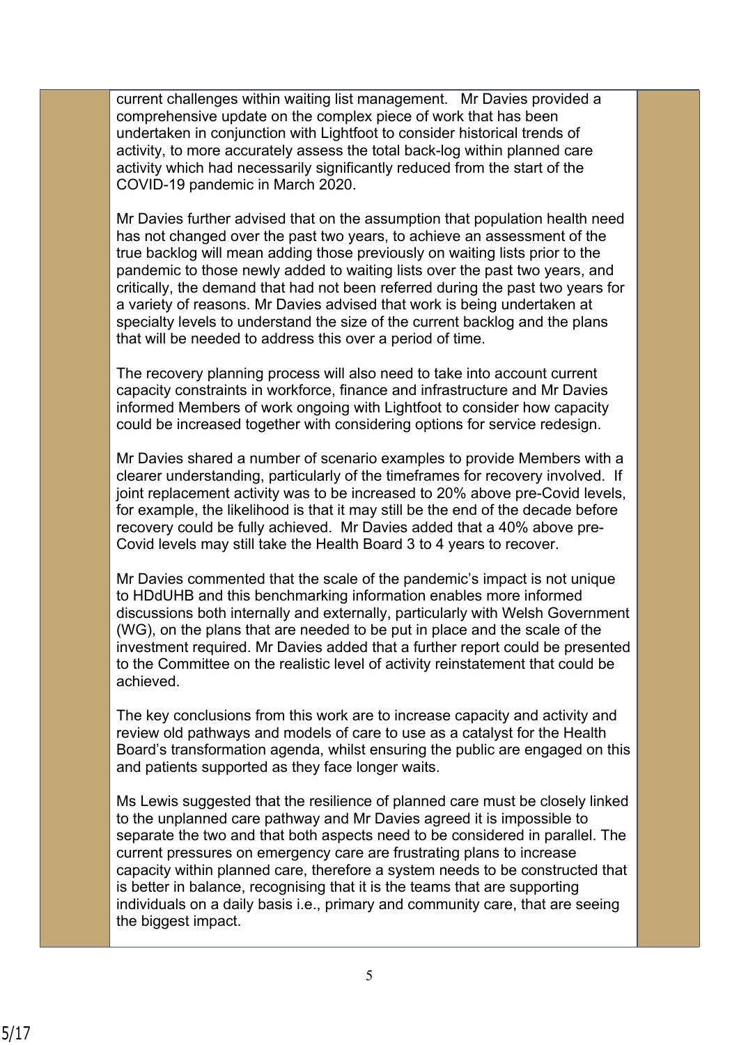current challenges within waiting list management. Mr Davies provided a comprehensive update on the complex piece of work that has been undertaken in conjunction with Lightfoot to consider historical trends of activity, to more accurately assess the total back-log within planned care activity which had necessarily significantly reduced from the start of the COVID-19 pandemic in March 2020.

Mr Davies further advised that on the assumption that population health need has not changed over the past two years, to achieve an assessment of the true backlog will mean adding those previously on waiting lists prior to the pandemic to those newly added to waiting lists over the past two years, and critically, the demand that had not been referred during the past two years for a variety of reasons. Mr Davies advised that work is being undertaken at specialty levels to understand the size of the current backlog and the plans that will be needed to address this over a period of time.

The recovery planning process will also need to take into account current capacity constraints in workforce, finance and infrastructure and Mr Davies informed Members of work ongoing with Lightfoot to consider how capacity could be increased together with considering options for service redesign.

Mr Davies shared a number of scenario examples to provide Members with a clearer understanding, particularly of the timeframes for recovery involved. If joint replacement activity was to be increased to 20% above pre-Covid levels, for example, the likelihood is that it may still be the end of the decade before recovery could be fully achieved. Mr Davies added that a 40% above pre-Covid levels may still take the Health Board 3 to 4 years to recover.

Mr Davies commented that the scale of the pandemic's impact is not unique to HDdUHB and this benchmarking information enables more informed discussions both internally and externally, particularly with Welsh Government (WG), on the plans that are needed to be put in place and the scale of the investment required. Mr Davies added that a further report could be presented to the Committee on the realistic level of activity reinstatement that could be achieved.

The key conclusions from this work are to increase capacity and activity and review old pathways and models of care to use as a catalyst for the Health Board's transformation agenda, whilst ensuring the public are engaged on this and patients supported as they face longer waits.

Ms Lewis suggested that the resilience of planned care must be closely linked to the unplanned care pathway and Mr Davies agreed it is impossible to separate the two and that both aspects need to be considered in parallel. The current pressures on emergency care are frustrating plans to increase capacity within planned care, therefore a system needs to be constructed that is better in balance, recognising that it is the teams that are supporting individuals on a daily basis i.e., primary and community care, that are seeing the biggest impact.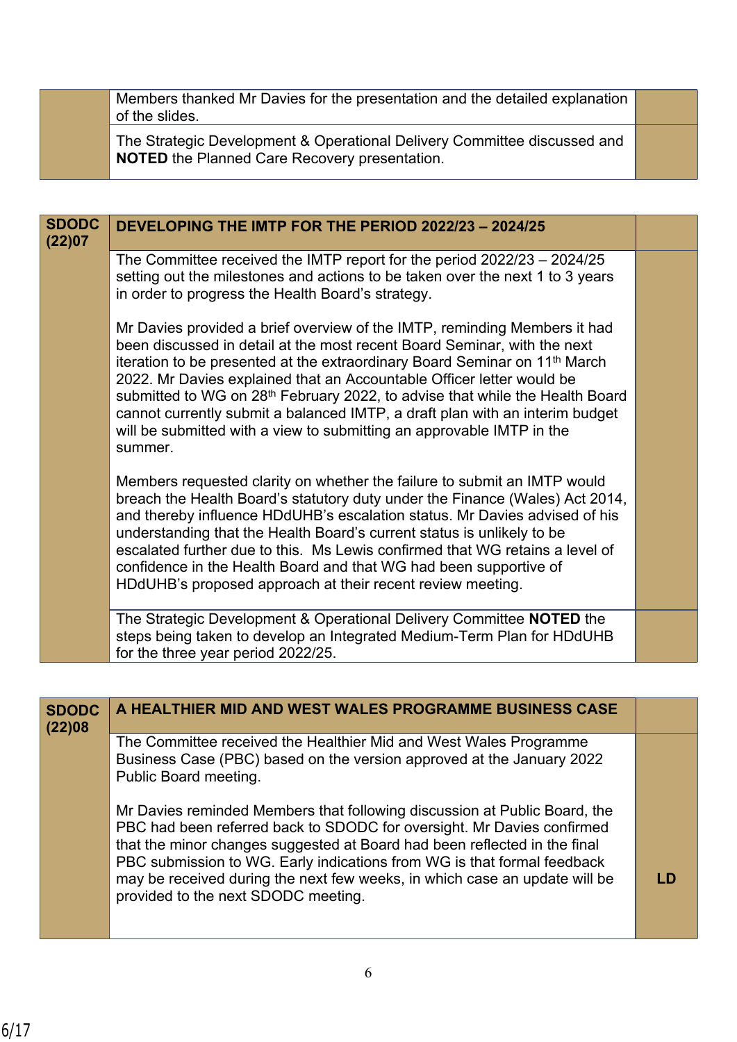| | | |
|---|---|---|
| | Members thanked Mr Davies for the presentation and the detailed explanation of the slides. | |
| | The Strategic Development & Operational Delivery Committee discussed and **NOTED** the Planned Care Recovery presentation. | |

| | | |
|---|---|---|
| **SDODC (22)07** | **DEVELOPING THE IMTP FOR THE PERIOD 2022/23 – 2024/25** | |
| | The Committee received the IMTP report for the period 2022/23 – 2024/25 setting out the milestones and actions to be taken over the next 1 to 3 years in order to progress the Health Board's strategy.<br><br>Mr Davies provided a brief overview of the IMTP, reminding Members it had been discussed in detail at the most recent Board Seminar, with the next iteration to be presented at the extraordinary Board Seminar on 11th March 2022. Mr Davies explained that an Accountable Officer letter would be submitted to WG on 28th February 2022, to advise that while the Health Board cannot currently submit a balanced IMTP, a draft plan with an interim budget will be submitted with a view to submitting an approvable IMTP in the summer.<br><br>Members requested clarity on whether the failure to submit an IMTP would breach the Health Board's statutory duty under the Finance (Wales) Act 2014, and thereby influence HDdUHB's escalation status. Mr Davies advised of his understanding that the Health Board's current status is unlikely to be escalated further due to this. Ms Lewis confirmed that WG retains a level of confidence in the Health Board and that WG had been supportive of HDdUHB's proposed approach at their recent review meeting. | |
| | The Strategic Development & Operational Delivery Committee **NOTED** the steps being taken to develop an Integrated Medium-Term Plan for HDdUHB for the three year period 2022/25. | |

| | | |
|---|---|---|
| **SDODC (22)08** | **A HEALTHIER MID AND WEST WALES PROGRAMME BUSINESS CASE** | |
| | The Committee received the Healthier Mid and West Wales Programme Business Case (PBC) based on the version approved at the January 2022 Public Board meeting.<br><br>Mr Davies reminded Members that following discussion at Public Board, the PBC had been referred back to SDODC for oversight. Mr Davies confirmed that the minor changes suggested at Board had been reflected in the final PBC submission to WG. Early indications from WG is that formal feedback may be received during the next few weeks, in which case an update will be provided to the next SDODC meeting. | **LD** |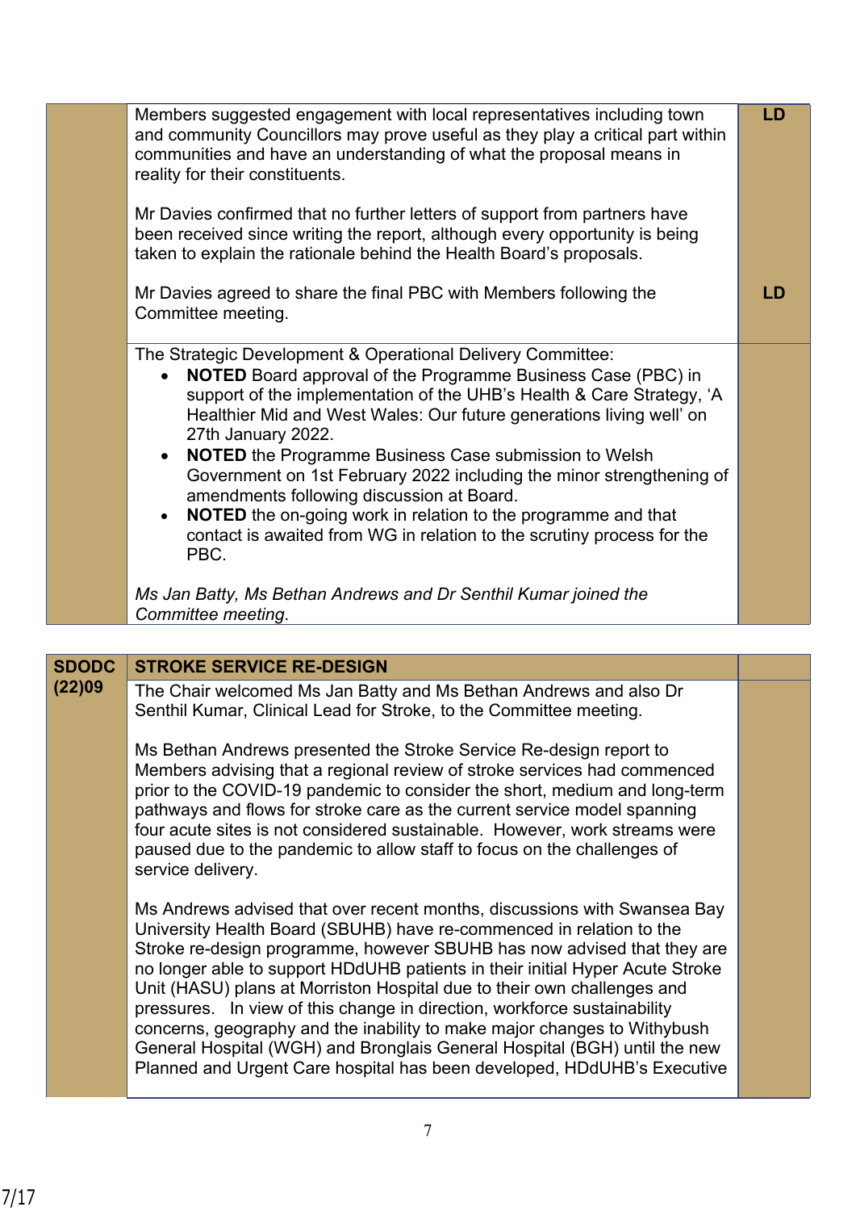| | | |
|---|---|---|
| | Members suggested engagement with local representatives including town and community Councillors may prove useful as they play a critical part within communities and have an understanding of what the proposal means in reality for their constituents.<br><br>Mr Davies confirmed that no further letters of support from partners have been received since writing the report, although every opportunity is being taken to explain the rationale behind the Health Board's proposals.<br><br>Mr Davies agreed to share the final PBC with Members following the Committee meeting. | **LD**<br><br><br><br><br><br>**LD** |
| | The Strategic Development & Operational Delivery Committee:<br>• **NOTED** Board approval of the Programme Business Case (PBC) in support of the implementation of the UHB's Health & Care Strategy, 'A Healthier Mid and West Wales: Our future generations living well' on 27th January 2022.<br>• **NOTED** the Programme Business Case submission to Welsh Government on 1st February 2022 including the minor strengthening of amendments following discussion at Board.<br>• **NOTED** the on-going work in relation to the programme and that contact is awaited from WG in relation to the scrutiny process for the PBC.<br><br>*Ms Jan Batty, Ms Bethan Andrews and Dr Senthil Kumar joined the Committee meeting.* | |

| | | |
|---|---|---|
| **SDODC (22)09** | **STROKE SERVICE RE-DESIGN** | |
| | The Chair welcomed Ms Jan Batty and Ms Bethan Andrews and also Dr Senthil Kumar, Clinical Lead for Stroke, to the Committee meeting.<br><br>Ms Bethan Andrews presented the Stroke Service Re-design report to Members advising that a regional review of stroke services had commenced prior to the COVID-19 pandemic to consider the short, medium and long-term pathways and flows for stroke care as the current service model spanning four acute sites is not considered sustainable. However, work streams were paused due to the pandemic to allow staff to focus on the challenges of service delivery.<br><br>Ms Andrews advised that over recent months, discussions with Swansea Bay University Health Board (SBUHB) have re-commenced in relation to the Stroke re-design programme, however SBUHB has now advised that they are no longer able to support HDdUHB patients in their initial Hyper Acute Stroke Unit (HASU) plans at Morriston Hospital due to their own challenges and pressures. In view of this change in direction, workforce sustainability concerns, geography and the inability to make major changes to Withybush General Hospital (WGH) and Bronglais General Hospital (BGH) until the new Planned and Urgent Care hospital has been developed, HDdUHB's Executive | |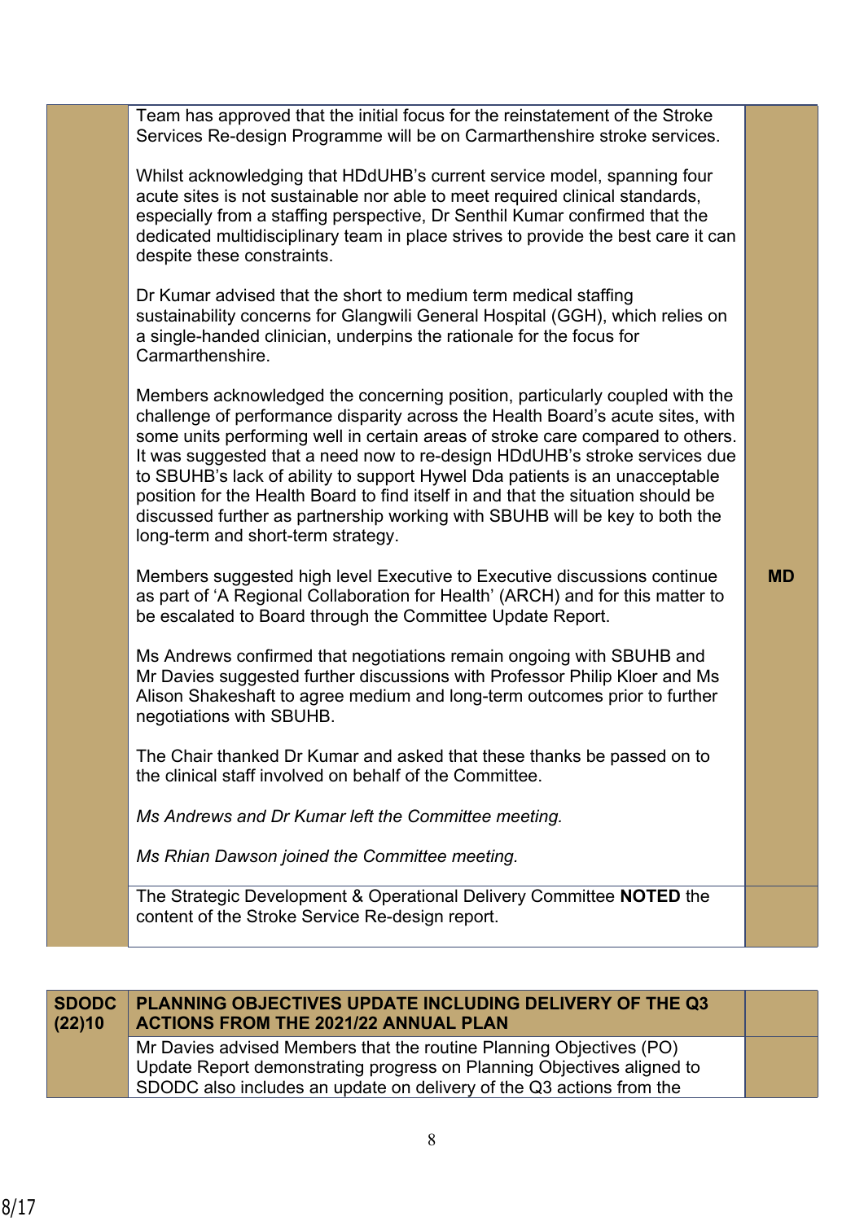| | | |
|---|---|---|
| | Team has approved that the initial focus for the reinstatement of the Stroke Services Re-design Programme will be on Carmarthenshire stroke services.<br><br>Whilst acknowledging that HDdUHB's current service model, spanning four acute sites is not sustainable nor able to meet required clinical standards, especially from a staffing perspective, Dr Senthil Kumar confirmed that the dedicated multidisciplinary team in place strives to provide the best care it can despite these constraints.<br><br>Dr Kumar advised that the short to medium term medical staffing sustainability concerns for Glangwili General Hospital (GGH), which relies on a single-handed clinician, underpins the rationale for the focus for Carmarthenshire.<br><br>Members acknowledged the concerning position, particularly coupled with the challenge of performance disparity across the Health Board's acute sites, with some units performing well in certain areas of stroke care compared to others. It was suggested that a need now to re-design HDdUHB's stroke services due to SBUHB's lack of ability to support Hywel Dda patients is an unacceptable position for the Health Board to find itself in and that the situation should be discussed further as partnership working with SBUHB will be key to both the long-term and short-term strategy.<br><br>Members suggested high level Executive to Executive discussions continue as part of 'A Regional Collaboration for Health' (ARCH) and for this matter to be escalated to Board through the Committee Update Report.<br><br>Ms Andrews confirmed that negotiations remain ongoing with SBUHB and Mr Davies suggested further discussions with Professor Philip Kloer and Ms Alison Shakeshaft to agree medium and long-term outcomes prior to further negotiations with SBUHB.<br><br>The Chair thanked Dr Kumar and asked that these thanks be passed on to the clinical staff involved on behalf of the Committee.<br><br>*Ms Andrews and Dr Kumar left the Committee meeting.*<br><br>*Ms Rhian Dawson joined the Committee meeting.* | **MD** |
| | The Strategic Development & Operational Delivery Committee **NOTED** the content of the Stroke Service Re-design report. | |

| | | |
|---|---|---|
| **SDODC (22)10** | **PLANNING OBJECTIVES UPDATE INCLUDING DELIVERY OF THE Q3 ACTIONS FROM THE 2021/22 ANNUAL PLAN** | |
| | Mr Davies advised Members that the routine Planning Objectives (PO) Update Report demonstrating progress on Planning Objectives aligned to SDODC also includes an update on delivery of the Q3 actions from the | |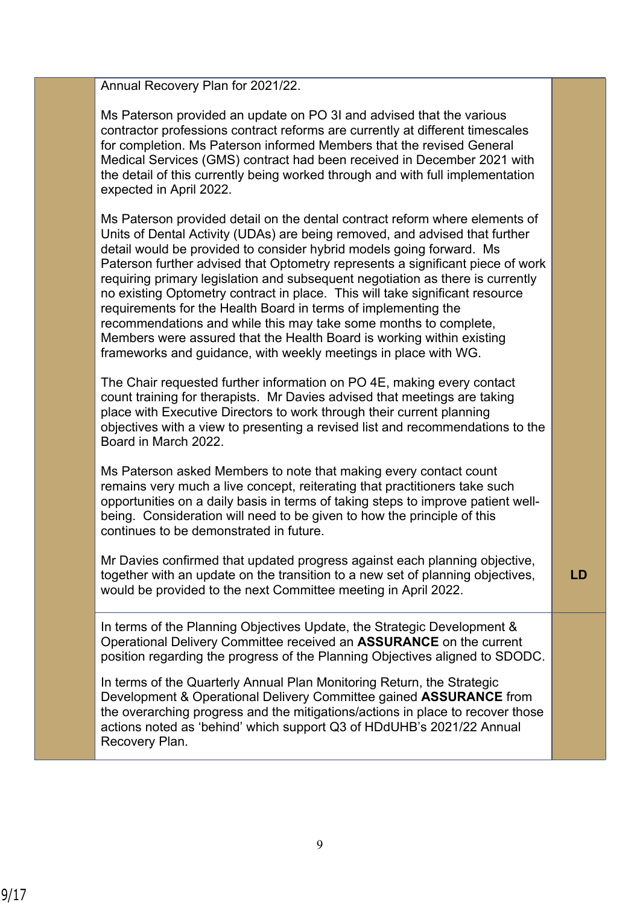| | | |
|---|---|---|
| | Annual Recovery Plan for 2021/22.<br><br>Ms Paterson provided an update on PO 3I and advised that the various contractor professions contract reforms are currently at different timescales for completion. Ms Paterson informed Members that the revised General Medical Services (GMS) contract had been received in December 2021 with the detail of this currently being worked through and with full implementation expected in April 2022.<br><br>Ms Paterson provided detail on the dental contract reform where elements of Units of Dental Activity (UDAs) are being removed, and advised that further detail would be provided to consider hybrid models going forward. Ms Paterson further advised that Optometry represents a significant piece of work requiring primary legislation and subsequent negotiation as there is currently no existing Optometry contract in place. This will take significant resource requirements for the Health Board in terms of implementing the recommendations and while this may take some months to complete, Members were assured that the Health Board is working within existing frameworks and guidance, with weekly meetings in place with WG.<br><br>The Chair requested further information on PO 4E, making every contact count training for therapists. Mr Davies advised that meetings are taking place with Executive Directors to work through their current planning objectives with a view to presenting a revised list and recommendations to the Board in March 2022.<br><br>Ms Paterson asked Members to note that making every contact count remains very much a live concept, reiterating that practitioners take such opportunities on a daily basis in terms of taking steps to improve patient well-being. Consideration will need to be given to how the principle of this continues to be demonstrated in future.<br><br>Mr Davies confirmed that updated progress against each planning objective, together with an update on the transition to a new set of planning objectives, would be provided to the next Committee meeting in April 2022. | **LD** |
| | In terms of the Planning Objectives Update, the Strategic Development & Operational Delivery Committee received an **ASSURANCE** on the current position regarding the progress of the Planning Objectives aligned to SDODC.<br><br>In terms of the Quarterly Annual Plan Monitoring Return, the Strategic Development & Operational Delivery Committee gained **ASSURANCE** from the overarching progress and the mitigations/actions in place to recover those actions noted as 'behind' which support Q3 of HDdUHB's 2021/22 Annual Recovery Plan. | |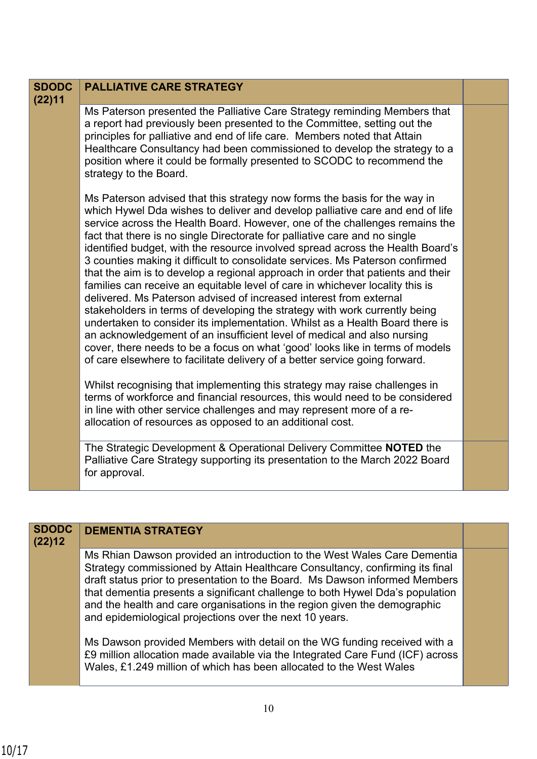| | | |
|---|---|---|
| **SDODC (22)11** | **PALLIATIVE CARE STRATEGY** | |
| | Ms Paterson presented the Palliative Care Strategy reminding Members that a report had previously been presented to the Committee, setting out the principles for palliative and end of life care. Members noted that Attain Healthcare Consultancy had been commissioned to develop the strategy to a position where it could be formally presented to SCODC to recommend the strategy to the Board.<br><br>Ms Paterson advised that this strategy now forms the basis for the way in which Hywel Dda wishes to deliver and develop palliative care and end of life service across the Health Board. However, one of the challenges remains the fact that there is no single Directorate for palliative care and no single identified budget, with the resource involved spread across the Health Board's 3 counties making it difficult to consolidate services. Ms Paterson confirmed that the aim is to develop a regional approach in order that patients and their families can receive an equitable level of care in whichever locality this is delivered. Ms Paterson advised of increased interest from external stakeholders in terms of developing the strategy with work currently being undertaken to consider its implementation. Whilst as a Health Board there is an acknowledgement of an insufficient level of medical and also nursing cover, there needs to be a focus on what 'good' looks like in terms of models of care elsewhere to facilitate delivery of a better service going forward.<br><br>Whilst recognising that implementing this strategy may raise challenges in terms of workforce and financial resources, this would need to be considered in line with other service challenges and may represent more of a re-allocation of resources as opposed to an additional cost. | |
| | The Strategic Development & Operational Delivery Committee **NOTED** the Palliative Care Strategy supporting its presentation to the March 2022 Board for approval. | |

| | | |
|---|---|---|
| **SDODC (22)12** | **DEMENTIA STRATEGY** | |
| | Ms Rhian Dawson provided an introduction to the West Wales Care Dementia Strategy commissioned by Attain Healthcare Consultancy, confirming its final draft status prior to presentation to the Board. Ms Dawson informed Members that dementia presents a significant challenge to both Hywel Dda's population and the health and care organisations in the region given the demographic and epidemiological projections over the next 10 years.<br><br>Ms Dawson provided Members with detail on the WG funding received with a £9 million allocation made available via the Integrated Care Fund (ICF) across Wales, £1.249 million of which has been allocated to the West Wales | |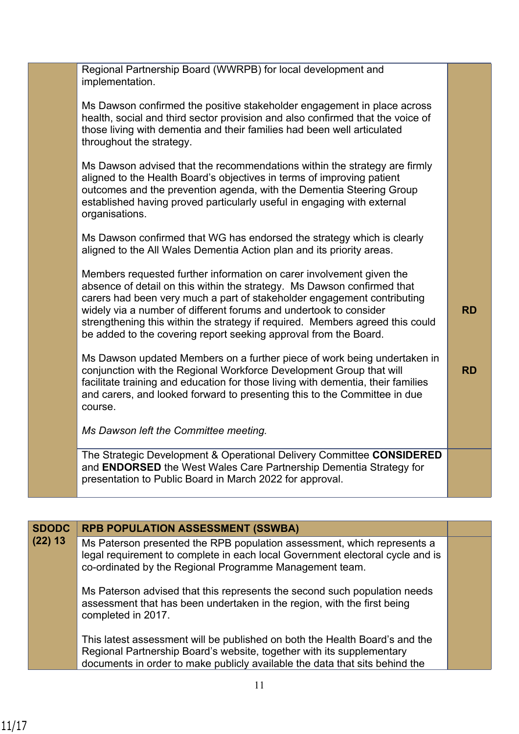| | | |
|---|---|---|
| | Regional Partnership Board (WWRPB) for local development and implementation.<br><br>Ms Dawson confirmed the positive stakeholder engagement in place across health, social and third sector provision and also confirmed that the voice of those living with dementia and their families had been well articulated throughout the strategy.<br><br>Ms Dawson advised that the recommendations within the strategy are firmly aligned to the Health Board's objectives in terms of improving patient outcomes and the prevention agenda, with the Dementia Steering Group established having proved particularly useful in engaging with external organisations.<br><br>Ms Dawson confirmed that WG has endorsed the strategy which is clearly aligned to the All Wales Dementia Action plan and its priority areas. | |
| | Members requested further information on carer involvement given the absence of detail on this within the strategy. Ms Dawson confirmed that carers had been very much a part of stakeholder engagement contributing widely via a number of different forums and undertook to consider strengthening this within the strategy if required. Members agreed this could be added to the covering report seeking approval from the Board. | **RD** |
| | Ms Dawson updated Members on a further piece of work being undertaken in conjunction with the Regional Workforce Development Group that will facilitate training and education for those living with dementia, their families and carers, and looked forward to presenting this to the Committee in due course.<br><br>*Ms Dawson left the Committee meeting.* | **RD** |
| | The Strategic Development & Operational Delivery Committee **CONSIDERED** and **ENDORSED** the West Wales Care Partnership Dementia Strategy for presentation to Public Board in March 2022 for approval. | |

| | | |
|---|---|---|
| **SDODC (22) 13** | **RPB POPULATION ASSESSMENT (SSWBA)** | |
| | Ms Paterson presented the RPB population assessment, which represents a legal requirement to complete in each local Government electoral cycle and is co-ordinated by the Regional Programme Management team.<br><br>Ms Paterson advised that this represents the second such population needs assessment that has been undertaken in the region, with the first being completed in 2017.<br><br>This latest assessment will be published on both the Health Board's and the Regional Partnership Board's website, together with its supplementary documents in order to make publicly available the data that sits behind the | |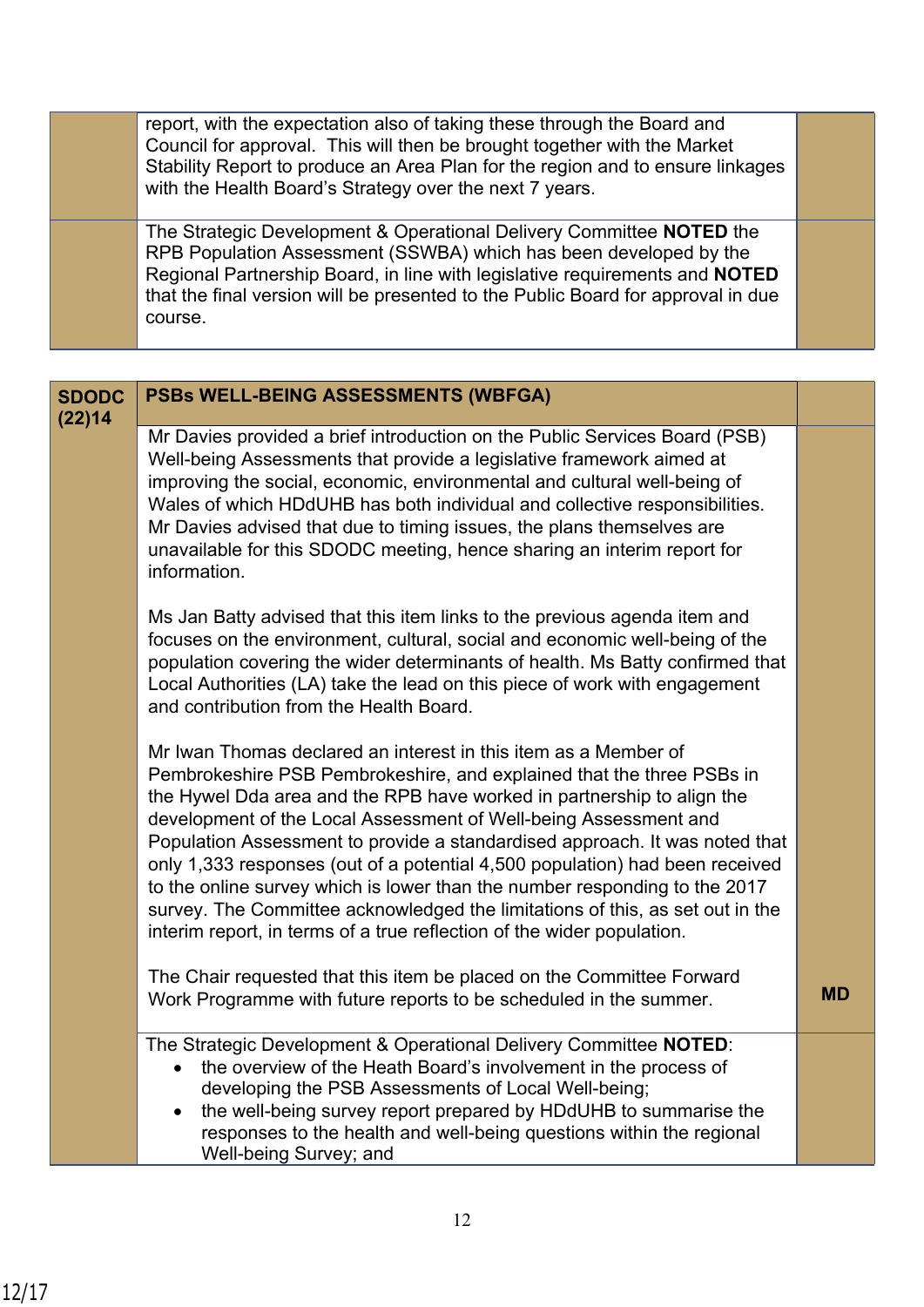| | | |
|---|---|---|
| | report, with the expectation also of taking these through the Board and Council for approval. This will then be brought together with the Market Stability Report to produce an Area Plan for the region and to ensure linkages with the Health Board's Strategy over the next 7 years. | |
| | The Strategic Development & Operational Delivery Committee **NOTED** the RPB Population Assessment (SSWBA) which has been developed by the Regional Partnership Board, in line with legislative requirements and **NOTED** that the final version will be presented to the Public Board for approval in due course. | |

| **SDODC (22)14** | **PSBs WELL-BEING ASSESSMENTS (WBFGA)** | |
|---|---|---|
| | Mr Davies provided a brief introduction on the Public Services Board (PSB) Well-being Assessments that provide a legislative framework aimed at improving the social, economic, environmental and cultural well-being of Wales of which HDdUHB has both individual and collective responsibilities. Mr Davies advised that due to timing issues, the plans themselves are unavailable for this SDODC meeting, hence sharing an interim report for information.<br><br>Ms Jan Batty advised that this item links to the previous agenda item and focuses on the environment, cultural, social and economic well-being of the population covering the wider determinants of health. Ms Batty confirmed that Local Authorities (LA) take the lead on this piece of work with engagement and contribution from the Health Board.<br><br>Mr Iwan Thomas declared an interest in this item as a Member of Pembrokeshire PSB Pembrokeshire, and explained that the three PSBs in the Hywel Dda area and the RPB have worked in partnership to align the development of the Local Assessment of Well-being Assessment and Population Assessment to provide a standardised approach. It was noted that only 1,333 responses (out of a potential 4,500 population) had been received to the online survey which is lower than the number responding to the 2017 survey. The Committee acknowledged the limitations of this, as set out in the interim report, in terms of a true reflection of the wider population.<br><br>The Chair requested that this item be placed on the Committee Forward Work Programme with future reports to be scheduled in the summer. | **MD** |
| | The Strategic Development & Operational Delivery Committee **NOTED**:<br>• the overview of the Heath Board's involvement in the process of developing the PSB Assessments of Local Well-being;<br>• the well-being survey report prepared by HDdUHB to summarise the responses to the health and well-being questions within the regional Well-being Survey; and | |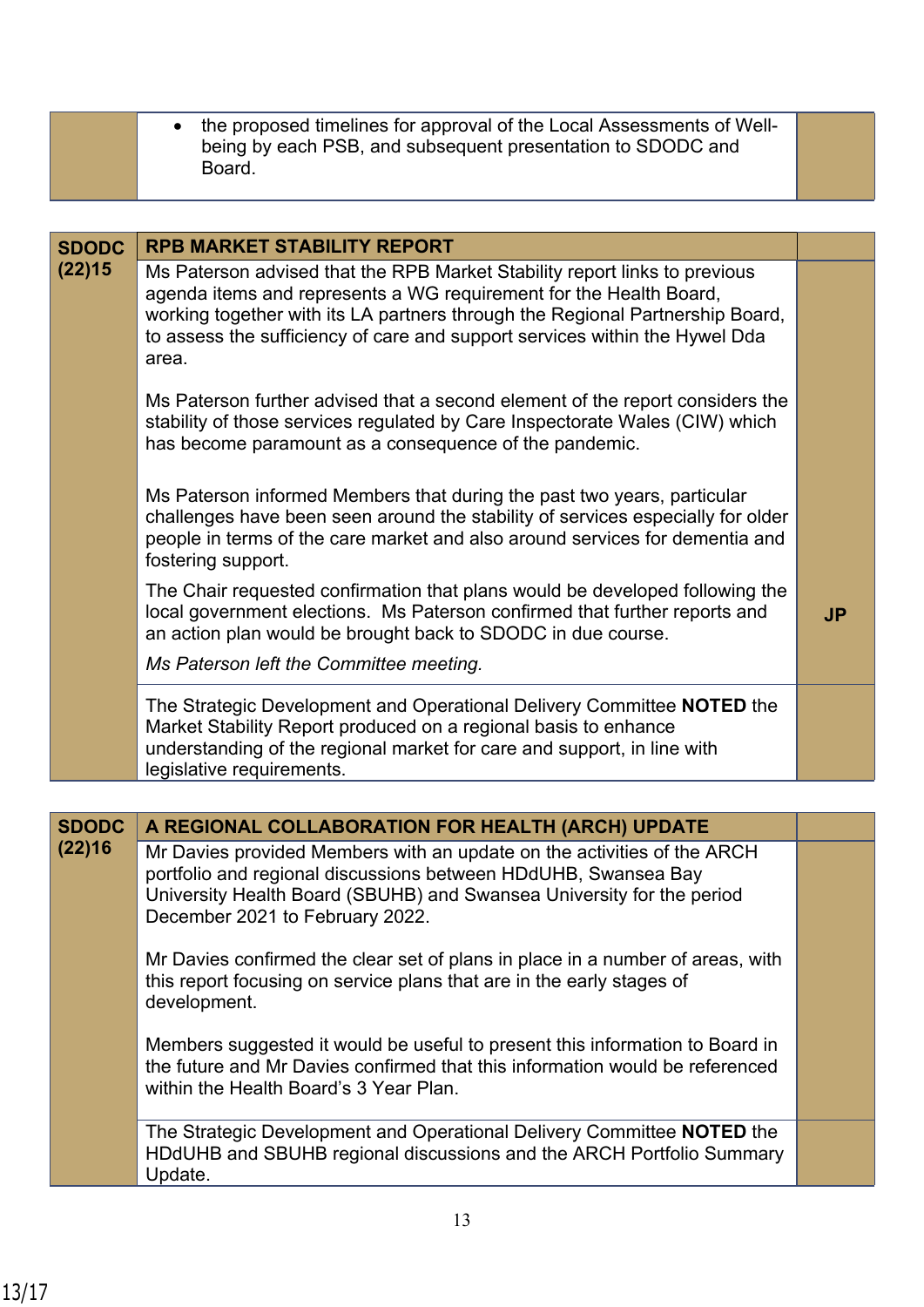| | | |
|---|---|---|
| | • the proposed timelines for approval of the Local Assessments of Well-being by each PSB, and subsequent presentation to SDODC and Board. | |

| | | |
|---|---|---|
| **SDODC (22)15** | **RPB MARKET STABILITY REPORT** | |
| | Ms Paterson advised that the RPB Market Stability report links to previous agenda items and represents a WG requirement for the Health Board, working together with its LA partners through the Regional Partnership Board, to assess the sufficiency of care and support services within the Hywel Dda area.<br><br>Ms Paterson further advised that a second element of the report considers the stability of those services regulated by Care Inspectorate Wales (CIW) which has become paramount as a consequence of the pandemic.<br><br>Ms Paterson informed Members that during the past two years, particular challenges have been seen around the stability of services especially for older people in terms of the care market and also around services for dementia and fostering support.<br><br>The Chair requested confirmation that plans would be developed following the local government elections. Ms Paterson confirmed that further reports and an action plan would be brought back to SDODC in due course.<br><br>*Ms Paterson left the Committee meeting.* | **JP** |
| | The Strategic Development and Operational Delivery Committee **NOTED** the Market Stability Report produced on a regional basis to enhance understanding of the regional market for care and support, in line with legislative requirements. | |

| | | |
|---|---|---|
| **SDODC (22)16** | **A REGIONAL COLLABORATION FOR HEALTH (ARCH) UPDATE** | |
| | Mr Davies provided Members with an update on the activities of the ARCH portfolio and regional discussions between HDdUHB, Swansea Bay University Health Board (SBUHB) and Swansea University for the period December 2021 to February 2022.<br><br>Mr Davies confirmed the clear set of plans in place in a number of areas, with this report focusing on service plans that are in the early stages of development.<br><br>Members suggested it would be useful to present this information to Board in the future and Mr Davies confirmed that this information would be referenced within the Health Board's 3 Year Plan. | |
| | The Strategic Development and Operational Delivery Committee **NOTED** the HDdUHB and SBUHB regional discussions and the ARCH Portfolio Summary Update. | |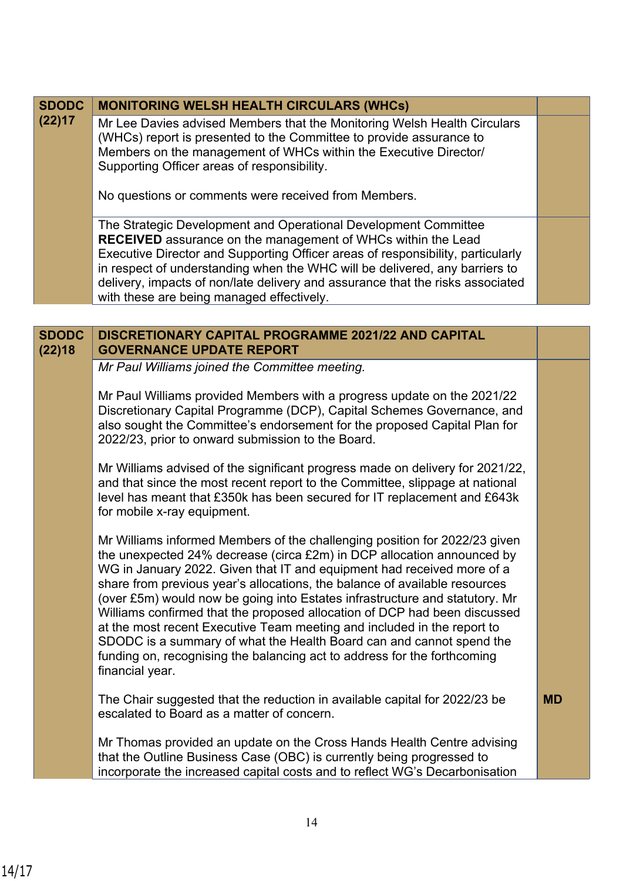| | | |
|---|---|---|
| **SDODC (22)17** | **MONITORING WELSH HEALTH CIRCULARS (WHCs)** | |
| | Mr Lee Davies advised Members that the Monitoring Welsh Health Circulars (WHCs) report is presented to the Committee to provide assurance to Members on the management of WHCs within the Executive Director/ Supporting Officer areas of responsibility.<br><br>No questions or comments were received from Members. | |
| | The Strategic Development and Operational Development Committee **RECEIVED** assurance on the management of WHCs within the Lead Executive Director and Supporting Officer areas of responsibility, particularly in respect of understanding when the WHC will be delivered, any barriers to delivery, impacts of non/late delivery and assurance that the risks associated with these are being managed effectively. | |

| | | |
|---|---|---|
| **SDODC (22)18** | **DISCRETIONARY CAPITAL PROGRAMME 2021/22 AND CAPITAL GOVERNANCE UPDATE REPORT** | |
| | *Mr Paul Williams joined the Committee meeting.*<br><br>Mr Paul Williams provided Members with a progress update on the 2021/22 Discretionary Capital Programme (DCP), Capital Schemes Governance, and also sought the Committee's endorsement for the proposed Capital Plan for 2022/23, prior to onward submission to the Board.<br><br>Mr Williams advised of the significant progress made on delivery for 2021/22, and that since the most recent report to the Committee, slippage at national level has meant that £350k has been secured for IT replacement and £643k for mobile x-ray equipment.<br><br>Mr Williams informed Members of the challenging position for 2022/23 given the unexpected 24% decrease (circa £2m) in DCP allocation announced by WG in January 2022. Given that IT and equipment had received more of a share from previous year's allocations, the balance of available resources (over £5m) would now be going into Estates infrastructure and statutory. Mr Williams confirmed that the proposed allocation of DCP had been discussed at the most recent Executive Team meeting and included in the report to SDODC is a summary of what the Health Board can and cannot spend the funding on, recognising the balancing act to address for the forthcoming financial year. | |
| | The Chair suggested that the reduction in available capital for 2022/23 be escalated to Board as a matter of concern. | **MD** |
| | Mr Thomas provided an update on the Cross Hands Health Centre advising that the Outline Business Case (OBC) is currently being progressed to incorporate the increased capital costs and to reflect WG's Decarbonisation | |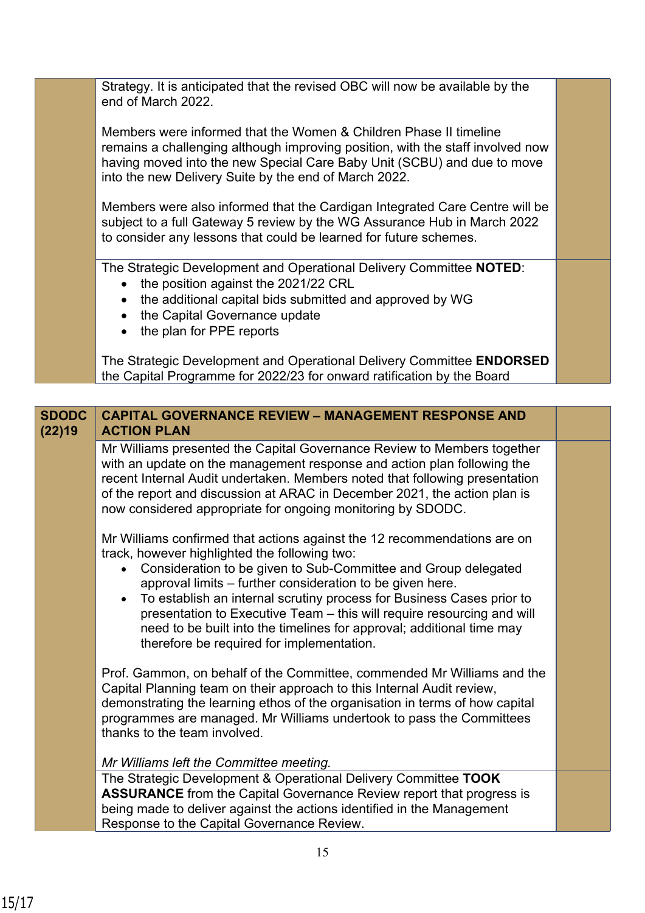| | | |
|---|---|---|
| | Strategy. It is anticipated that the revised OBC will now be available by the end of March 2022.<br><br>Members were informed that the Women & Children Phase II timeline remains a challenging although improving position, with the staff involved now having moved into the new Special Care Baby Unit (SCBU) and due to move into the new Delivery Suite by the end of March 2022.<br><br>Members were also informed that the Cardigan Integrated Care Centre will be subject to a full Gateway 5 review by the WG Assurance Hub in March 2022 to consider any lessons that could be learned for future schemes. | |
| | The Strategic Development and Operational Delivery Committee **NOTED**:<br>• the position against the 2021/22 CRL<br>• the additional capital bids submitted and approved by WG<br>• the Capital Governance update<br>• the plan for PPE reports<br><br>The Strategic Development and Operational Delivery Committee **ENDORSED** the Capital Programme for 2022/23 for onward ratification by the Board | |

| | | |
|---|---|---|
| **SDODC (22)19** | **CAPITAL GOVERNANCE REVIEW – MANAGEMENT RESPONSE AND ACTION PLAN** | |
| | Mr Williams presented the Capital Governance Review to Members together with an update on the management response and action plan following the recent Internal Audit undertaken. Members noted that following presentation of the report and discussion at ARAC in December 2021, the action plan is now considered appropriate for ongoing monitoring by SDODC.<br><br>Mr Williams confirmed that actions against the 12 recommendations are on track, however highlighted the following two:<br>• Consideration to be given to Sub-Committee and Group delegated approval limits – further consideration to be given here.<br>• To establish an internal scrutiny process for Business Cases prior to presentation to Executive Team – this will require resourcing and will need to be built into the timelines for approval; additional time may therefore be required for implementation.<br><br>Prof. Gammon, on behalf of the Committee, commended Mr Williams and the Capital Planning team on their approach to this Internal Audit review, demonstrating the learning ethos of the organisation in terms of how capital programmes are managed. Mr Williams undertook to pass the Committees thanks to the team involved.<br><br>*Mr Williams left the Committee meeting.* | |
| | The Strategic Development & Operational Delivery Committee **TOOK ASSURANCE** from the Capital Governance Review report that progress is being made to deliver against the actions identified in the Management Response to the Capital Governance Review. | |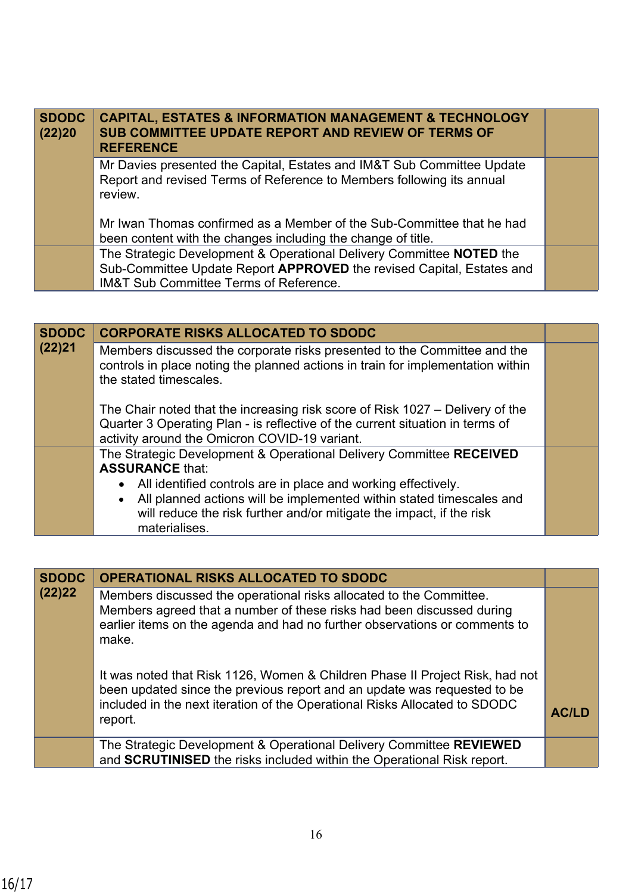| | | |
|---|---|---|
| **SDODC (22)20** | **CAPITAL, ESTATES & INFORMATION MANAGEMENT & TECHNOLOGY SUB COMMITTEE UPDATE REPORT AND REVIEW OF TERMS OF REFERENCE** | |
| | Mr Davies presented the Capital, Estates and IM&T Sub Committee Update Report and revised Terms of Reference to Members following its annual review.<br><br>Mr Iwan Thomas confirmed as a Member of the Sub-Committee that he had been content with the changes including the change of title. | |
| | The Strategic Development & Operational Delivery Committee **NOTED** the Sub-Committee Update Report **APPROVED** the revised Capital, Estates and IM&T Sub Committee Terms of Reference. | |

| | | |
|---|---|---|
| **SDODC (22)21** | **CORPORATE RISKS ALLOCATED TO SDODC** | |
| | Members discussed the corporate risks presented to the Committee and the controls in place noting the planned actions in train for implementation within the stated timescales.<br><br>The Chair noted that the increasing risk score of Risk 1027 – Delivery of the Quarter 3 Operating Plan - is reflective of the current situation in terms of activity around the Omicron COVID-19 variant. | |
| | The Strategic Development & Operational Delivery Committee **RECEIVED ASSURANCE** that:<br>• All identified controls are in place and working effectively.<br>• All planned actions will be implemented within stated timescales and will reduce the risk further and/or mitigate the impact, if the risk materialises. | |

| | | |
|---|---|---|
| **SDODC (22)22** | **OPERATIONAL RISKS ALLOCATED TO SDODC** | |
| | Members discussed the operational risks allocated to the Committee. Members agreed that a number of these risks had been discussed during earlier items on the agenda and had no further observations or comments to make.<br><br>It was noted that Risk 1126, Women & Children Phase II Project Risk, had not been updated since the previous report and an update was requested to be included in the next iteration of the Operational Risks Allocated to SDODC report. | **AC/LD** |
| | The Strategic Development & Operational Delivery Committee **REVIEWED** and **SCRUTINISED** the risks included within the Operational Risk report. | |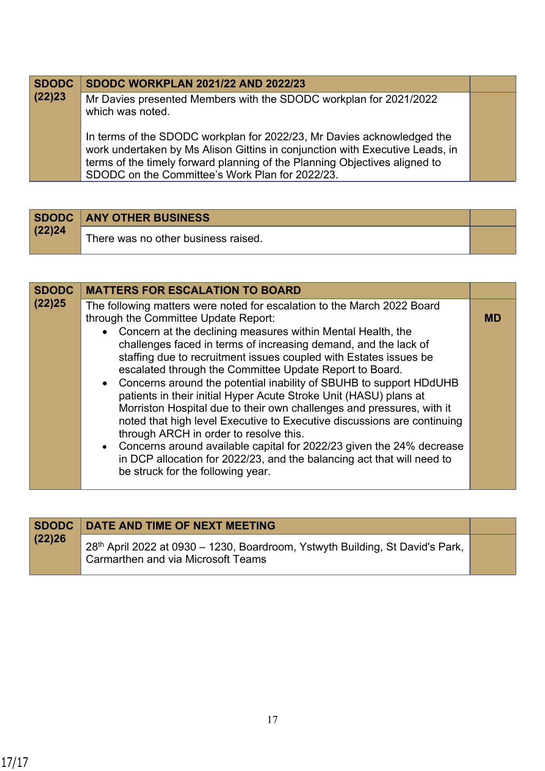| SDODC (22)23 | SDODC WORKPLAN 2021/22 AND 2022/23 | |
|---|---|---|
| | Mr Davies presented Members with the SDODC workplan for 2021/2022 which was noted.<br><br>In terms of the SDODC workplan for 2022/23, Mr Davies acknowledged the work undertaken by Ms Alison Gittins in conjunction with Executive Leads, in terms of the timely forward planning of the Planning Objectives aligned to SDODC on the Committee's Work Plan for 2022/23. | |

| SDODC (22)24 | ANY OTHER BUSINESS | |
|---|---|---|
| | There was no other business raised. | |

| SDODC (22)25 | MATTERS FOR ESCALATION TO BOARD | |
|---|---|---|
| | The following matters were noted for escalation to the March 2022 Board through the Committee Update Report:<br>• Concern at the declining measures within Mental Health, the challenges faced in terms of increasing demand, and the lack of staffing due to recruitment issues coupled with Estates issues be escalated through the Committee Update Report to Board.<br>• Concerns around the potential inability of SBUHB to support HDdUHB patients in their initial Hyper Acute Stroke Unit (HASU) plans at Morriston Hospital due to their own challenges and pressures, with it noted that high level Executive to Executive discussions are continuing through ARCH in order to resolve this.<br>• Concerns around available capital for 2022/23 given the 24% decrease in DCP allocation for 2022/23, and the balancing act that will need to be struck for the following year. | **MD** |

| SDODC (22)26 | DATE AND TIME OF NEXT MEETING | |
|---|---|---|
| | 28th April 2022 at 0930 – 1230, Boardroom, Ystwyth Building, St David's Park, Carmarthen and via Microsoft Teams | |